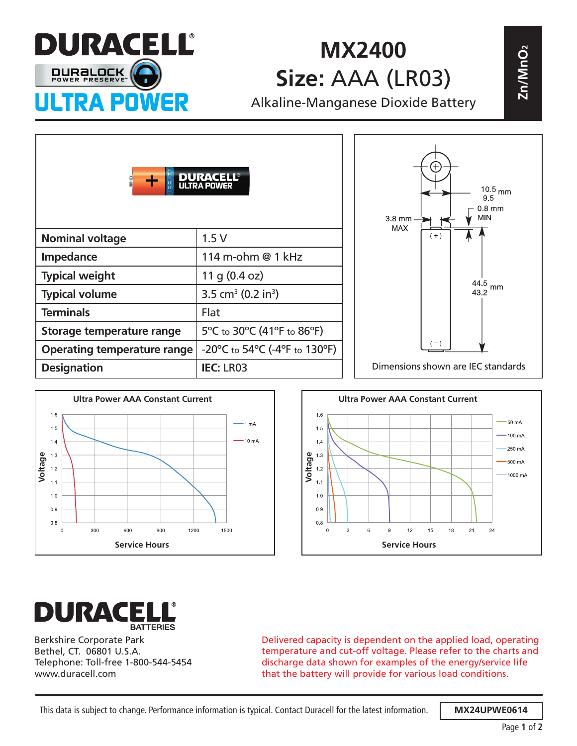# DURACELL

DURALOCK POWER PRESERVE™

ULTRA POWER

# MX2400

## Size: AAA (LR03)

Alkaline-Manganese Dioxide Battery

$Zn/MnO_2$

| Nominal voltage | 1.5 V |
|---|---|
| Impedance | 114 m-ohm @ 1 kHz |
| Typical weight | 11 g (0.4 oz) |
| Typical volume | 3.5 $cm^3$ (0.2 $in^3$) |
| Terminals | Flat |
| Storage temperature range | 5°C to 30°C (41°F to 86°F) |
| Operating temperature range | -20°C to 54°C (-4°F to 130°F) |
| Designation | **IEC:** LR03 |

10.5 / 9.5 mm

0.8 mm MIN

3.8 mm MAX

44.5 / 43.2 mm

Dimensions shown are IEC standards

**Ultra Power AAA Constant Current** (Voltage vs. Service Hours; 1 mA, 10 mA)

**Ultra Power AAA Constant Current** (Voltage vs. Service Hours; 50 mA, 100 mA, 250 mA, 500 mA, 1000 mA)

DURACELL BATTERIES

Berkshire Corporate Park
Bethel, CT. 06801 U.S.A.
Telephone: Toll-free 1-800-544-5454
www.duracell.com

Delivered capacity is dependent on the applied load, operating temperature and cut-off voltage. Please refer to the charts and discharge data shown for examples of the energy/service life that the battery will provide for various load conditions.

This data is subject to change. Performance information is typical. Contact Duracell for the latest information.

MX24UPWE0614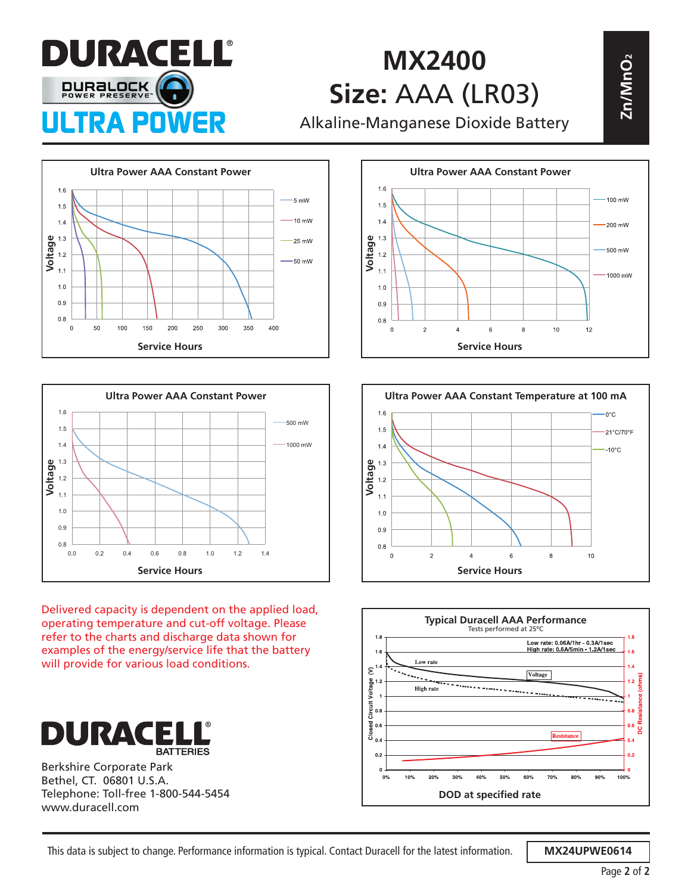# DURACELL

DURALOCK POWER PRESERVE™

ULTRA POWER

# MX2400

## Size: AAA (LR03)

Alkaline-Manganese Dioxide Battery

$Zn/MnO_2$

**Ultra Power AAA Constant Power**

1.6
1.5
1.4
1.3
1.2
1.1
1.0
0.9
0.8
Voltage
0
50
100
150
200
250
300
350
400
Service Hours
5 mW
10 mW
25 mW
50 mW

**Ultra Power AAA Constant Power**

1.6
1.5
1.4
1.3
1.2
1.1
1.0
0.9
0.8
Voltage
0
2
4
6
8
10
12
Service Hours
100 mW
200 mW
500 mW
1000 mW

**Ultra Power AAA Constant Power**

1.6
1.5
1.4
1.3
1.2
1.1
1.0
0.9
0.8
Voltage
0.0
0.2
0.4
0.6
0.8
1.0
1.2
1.4
Service Hours
500 mW
1000 mW

**Ultra Power AAA Constant Temperature at 100 mA**

1.6
1.5
1.4
1.3
1.2
1.1
1.0
0.9
0.8
Voltage
0
2
4
6
8
10
Service Hours
0°C
21°C/70°F
-10°C

Delivered capacity is dependent on the applied load, operating temperature and cut-off voltage. Please refer to the charts and discharge data shown for examples of the energy/service life that the battery will provide for various load conditions.

**Typical Duracell AAA Performance**

Tests performed at 25°C

Low rate: 0.06A/1hr - 0.3A/1sec
High rate: 0.6A/5min - 1.2A/1sec
Low rate
High rate
Voltage
Resistance
Closed Circuit Voltage (V)
DC Resistance (ohms)
1.8
1.6
1.4
1.2
1
0.8
0.6
0.4
0.2
0
0%
10%
20%
30%
40%
50%
60%
70%
80%
90%
100%
DOD at specified rate

DURACELL BATTERIES

Berkshire Corporate Park
Bethel, CT. 06801 U.S.A.
Telephone: Toll-free 1-800-544-5454
www.duracell.com

This data is subject to change. Performance information is typical. Contact Duracell for the latest information.

MX24UPWE0614